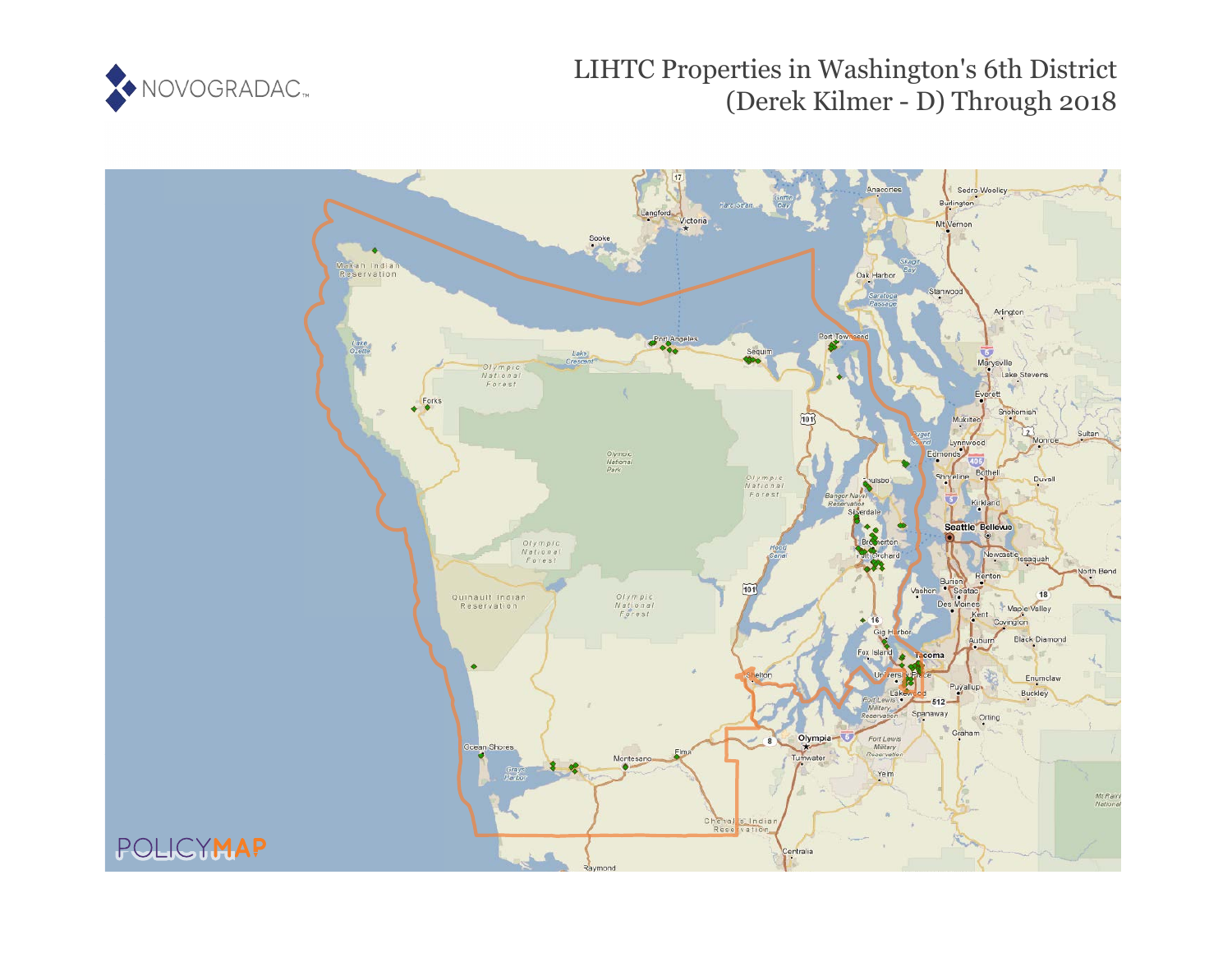# LIHTC Properties in Washington's 6th District (Derek Kilmer - D) Through 2018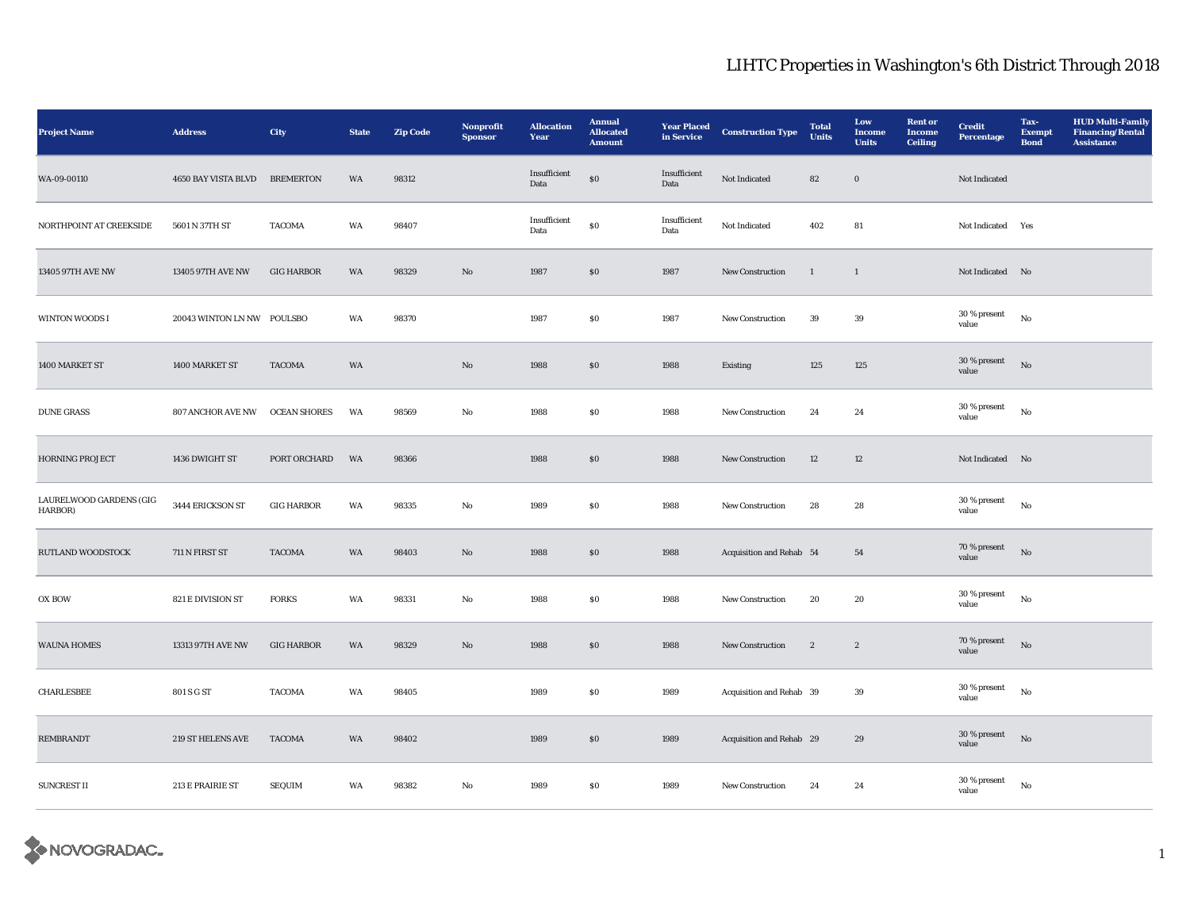# LIHTC Properties in Washington's 6th District Through 2018

| Project Name | Address | City | State | Zip Code | Nonprofit Sponsor | Allocation Year | Annual Allocated Amount | Year Placed in Service | Construction Type | Total Units | Low Income Units | Rent or Income Ceiling | Credit Percentage | Tax-Exempt Bond | HUD Multi-Family Financing/Rental Assistance |
|---|---|---|---|---|---|---|---|---|---|---|---|---|---|---|---|
| WA-09-00110 | 4650 BAY VISTA BLVD | BREMERTON | WA | 98312 | | Insufficient Data | $0 | Insufficient Data | Not Indicated | 82 | 0 | | Not Indicated | | |
| NORTHPOINT AT CREEKSIDE | 5601 N 37TH ST | TACOMA | WA | 98407 | | Insufficient Data | $0 | Insufficient Data | Not Indicated | 402 | 81 | | Not Indicated | Yes | |
| 13405 97TH AVE NW | 13405 97TH AVE NW | GIG HARBOR | WA | 98329 | No | 1987 | $0 | 1987 | New Construction | 1 | 1 | | Not Indicated | No | |
| WINTON WOODS I | 20043 WINTON LN NW | POULSBO | WA | 98370 | | 1987 | $0 | 1987 | New Construction | 39 | 39 | | 30 % present value | No | |
| 1400 MARKET ST | 1400 MARKET ST | TACOMA | WA | | No | 1988 | $0 | 1988 | Existing | 125 | 125 | | 30 % present value | No | |
| DUNE GRASS | 807 ANCHOR AVE NW | OCEAN SHORES | WA | 98569 | No | 1988 | $0 | 1988 | New Construction | 24 | 24 | | 30 % present value | No | |
| HORNING PROJECT | 1436 DWIGHT ST | PORT ORCHARD | WA | 98366 | | 1988 | $0 | 1988 | New Construction | 12 | 12 | | Not Indicated | No | |
| LAURELWOOD GARDENS (GIG HARBOR) | 3444 ERICKSON ST | GIG HARBOR | WA | 98335 | No | 1989 | $0 | 1988 | New Construction | 28 | 28 | | 30 % present value | No | |
| RUTLAND WOODSTOCK | 711 N FIRST ST | TACOMA | WA | 98403 | No | 1988 | $0 | 1988 | Acquisition and Rehab | 54 | 54 | | 70 % present value | No | |
| OX BOW | 821 E DIVISION ST | FORKS | WA | 98331 | No | 1988 | $0 | 1988 | New Construction | 20 | 20 | | 30 % present value | No | |
| WAUNA HOMES | 13313 97TH AVE NW | GIG HARBOR | WA | 98329 | No | 1988 | $0 | 1988 | New Construction | 2 | 2 | | 70 % present value | No | |
| CHARLESBEE | 801 S G ST | TACOMA | WA | 98405 | | 1989 | $0 | 1989 | Acquisition and Rehab | 39 | 39 | | 30 % present value | No | |
| REMBRANDT | 219 ST HELENS AVE | TACOMA | WA | 98402 | | 1989 | $0 | 1989 | Acquisition and Rehab | 29 | 29 | | 30 % present value | No | |
| SUNCREST II | 213 E PRAIRIE ST | SEQUIM | WA | 98382 | No | 1989 | $0 | 1989 | New Construction | 24 | 24 | | 30 % present value | No | |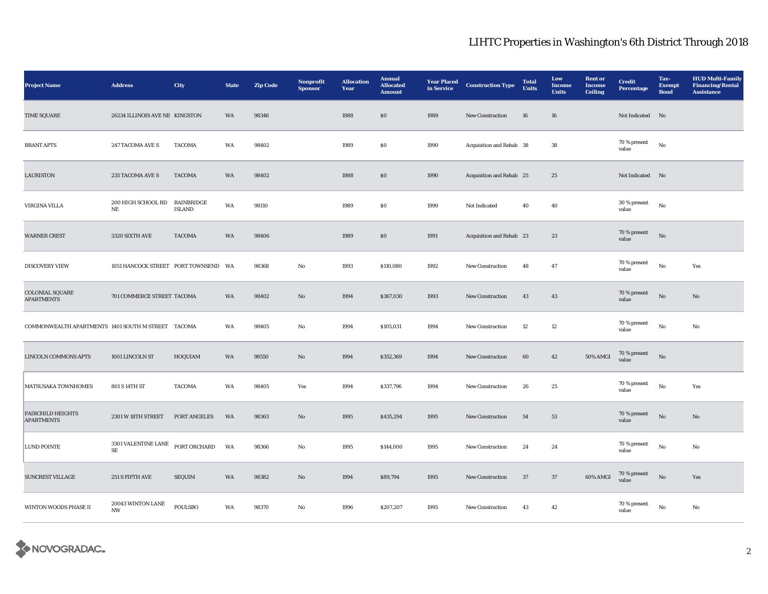# LIHTC Properties in Washington's 6th District Through 2018

| Project Name | Address | City | State | Zip Code | Nonprofit Sponsor | Allocation Year | Annual Allocated Amount | Year Placed in Service | Construction Type | Total Units | Low Income Units | Rent or Income Ceiling | Credit Percentage | Tax-Exempt Bond | HUD Multi-Family Financing/Rental Assistance |
|---|---|---|---|---|---|---|---|---|---|---|---|---|---|---|---|
| TIME SQUARE | 26234 ILLINOIS AVE NE | KINGSTON | WA | 98346 | | 1988 | $0 | 1989 | New Construction | 16 | 16 | | Not Indicated | No | |
| BRANT APTS | 247 TACOMA AVE S | TACOMA | WA | 98402 | | 1989 | $0 | 1990 | Acquisition and Rehab | 38 | 38 | | 70 % present value | No | |
| LAURISTON | 235 TACOMA AVE S | TACOMA | WA | 98402 | | 1988 | $0 | 1990 | Acquisition and Rehab | 25 | 25 | | Not Indicated | No | |
| VIRGINA VILLA | 200 HIGH SCHOOL RD NE | BAINBRIDGE ISLAND | WA | 98110 | | 1989 | $0 | 1990 | Not Indicated | 40 | 40 | | 30 % present value | No | |
| WARNER CREST | 3320 SIXTH AVE | TACOMA | WA | 98406 | | 1989 | $0 | 1991 | Acquisition and Rehab | 23 | 23 | | 70 % present value | No | |
| DISCOVERY VIEW | 1051 HANCOCK STREET | PORT TOWNSEND | WA | 98368 | No | 1993 | $110,080 | 1992 | New Construction | 48 | 47 | | 70 % present value | No | Yes |
| COLONIAL SQUARE APARTMENTS | 701 COMMERCE STREET | TACOMA | WA | 98402 | No | 1994 | $367,030 | 1993 | New Construction | 43 | 43 | | 70 % present value | No | No |
| COMMONWEALTH APARTMENTS | 1401 SOUTH M STREET | TACOMA | WA | 98405 | No | 1994 | $105,031 | 1994 | New Construction | 12 | 12 | | 70 % present value | No | No |
| LINCOLN COMMONS APTS | 1001 LINCOLN ST | HOQUIAM | WA | 98550 | No | 1994 | $352,369 | 1994 | New Construction | 60 | 42 | 50% AMGI | 70 % present value | No | |
| MATSUSAKA TOWNHOMES | 801 S 14TH ST | TACOMA | WA | 98405 | Yes | 1994 | $337,796 | 1994 | New Construction | 26 | 25 | | 70 % present value | No | Yes |
| FAIRCHILD HEIGHTS APARTMENTS | 2301 W 18TH STREET | PORT ANGELES | WA | 98363 | No | 1995 | $435,294 | 1995 | New Construction | 54 | 53 | | 70 % present value | No | No |
| LUND POINTE | 3301 VALENTINE LANE SE | PORT ORCHARD | WA | 98366 | No | 1995 | $144,000 | 1995 | New Construction | 24 | 24 | | 70 % present value | No | No |
| SUNCREST VILLAGE | 251 S FIFTH AVE | SEQUIM | WA | 98382 | No | 1994 | $89,794 | 1995 | New Construction | 37 | 37 | 60% AMGI | 70 % present value | No | Yes |
| WINTON WOODS PHASE II | 20043 WINTON LANE NW | POULSBO | WA | 98370 | No | 1996 | $207,207 | 1995 | New Construction | 43 | 42 | | 70 % present value | No | No |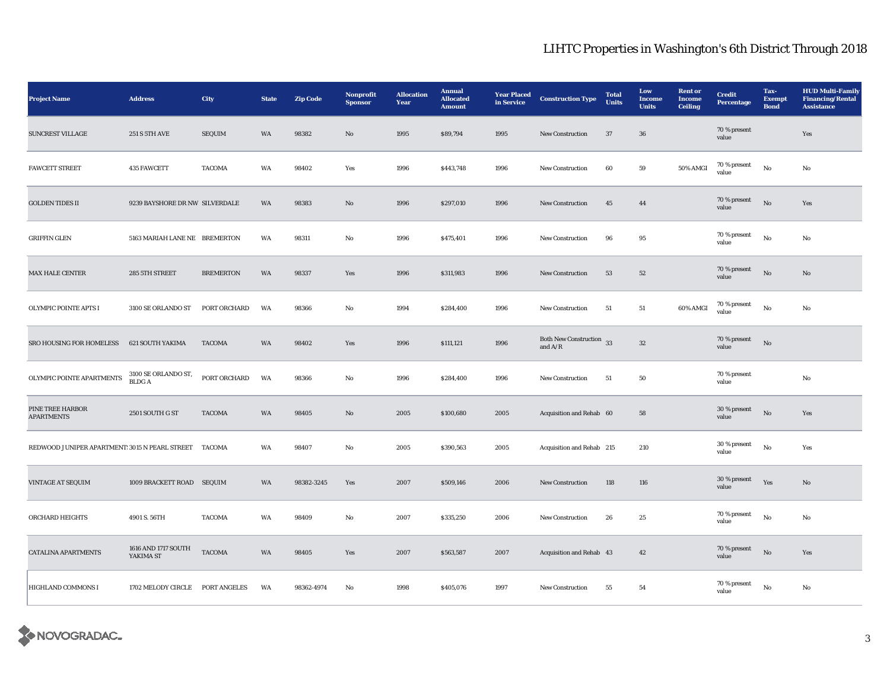## LIHTC Properties in Washington's 6th District Through 2018

| Project Name | Address | City | State | Zip Code | Nonprofit Sponsor | Allocation Year | Annual Allocated Amount | Year Placed in Service | Construction Type | Total Units | Low Income Units | Rent or Income Ceiling | Credit Percentage | Tax-Exempt Bond | HUD Multi-Family Financing/Rental Assistance |
|---|---|---|---|---|---|---|---|---|---|---|---|---|---|---|---|
| SUNCREST VILLAGE | 251 S 5TH AVE | SEQUIM | WA | 98382 | No | 1995 | $89,794 | 1995 | New Construction | 37 | 36 | | 70 % present value | | Yes |
| FAWCETT STREET | 435 FAWCETT | TACOMA | WA | 98402 | Yes | 1996 | $443,748 | 1996 | New Construction | 60 | 59 | 50% AMGI | 70 % present value | No | No |
| GOLDEN TIDES II | 9239 BAYSHORE DR NW | SILVERDALE | WA | 98383 | No | 1996 | $297,010 | 1996 | New Construction | 45 | 44 | | 70 % present value | No | Yes |
| GRIFFIN GLEN | 5163 MARIAH LANE NE | BREMERTON | WA | 98311 | No | 1996 | $475,401 | 1996 | New Construction | 96 | 95 | | 70 % present value | No | No |
| MAX HALE CENTER | 285 5TH STREET | BREMERTON | WA | 98337 | Yes | 1996 | $311,983 | 1996 | New Construction | 53 | 52 | | 70 % present value | No | No |
| OLYMPIC POINTE APTS I | 3100 SE ORLANDO ST | PORT ORCHARD | WA | 98366 | No | 1994 | $284,400 | 1996 | New Construction | 51 | 51 | 60% AMGI | 70 % present value | No | No |
| SRO HOUSING FOR HOMELESS | 621 SOUTH YAKIMA | TACOMA | WA | 98402 | Yes | 1996 | $111,121 | 1996 | Both New Construction and A/R | 33 | 32 | | 70 % present value | No | |
| OLYMPIC POINTE APARTMENTS | 3100 SE ORLANDO ST, BLDG A | PORT ORCHARD | WA | 98366 | No | 1996 | $284,400 | 1996 | New Construction | 51 | 50 | | 70 % present value | | No |
| PINE TREE HARBOR APARTMENTS | 2501 SOUTH G ST | TACOMA | WA | 98405 | No | 2005 | $100,680 | 2005 | Acquisition and Rehab | 60 | 58 | | 30 % present value | No | Yes |
| REDWOOD JUNIPER APARTMENTS | 3015 N PEARL STREET | TACOMA | WA | 98407 | No | 2005 | $390,563 | 2005 | Acquisition and Rehab | 215 | 210 | | 30 % present value | No | Yes |
| VINTAGE AT SEQUIM | 1009 BRACKETT ROAD | SEQUIM | WA | 98382-3245 | Yes | 2007 | $509,146 | 2006 | New Construction | 118 | 116 | | 30 % present value | Yes | No |
| ORCHARD HEIGHTS | 4901 S. 56TH | TACOMA | WA | 98409 | No | 2007 | $335,250 | 2006 | New Construction | 26 | 25 | | 70 % present value | No | No |
| CATALINA APARTMENTS | 1616 AND 1717 SOUTH YAKIMA ST | TACOMA | WA | 98405 | Yes | 2007 | $563,587 | 2007 | Acquisition and Rehab | 43 | 42 | | 70 % present value | No | Yes |
| HIGHLAND COMMONS I | 1702 MELODY CIRCLE | PORT ANGELES | WA | 98362-4974 | No | 1998 | $405,076 | 1997 | New Construction | 55 | 54 | | 70 % present value | No | No |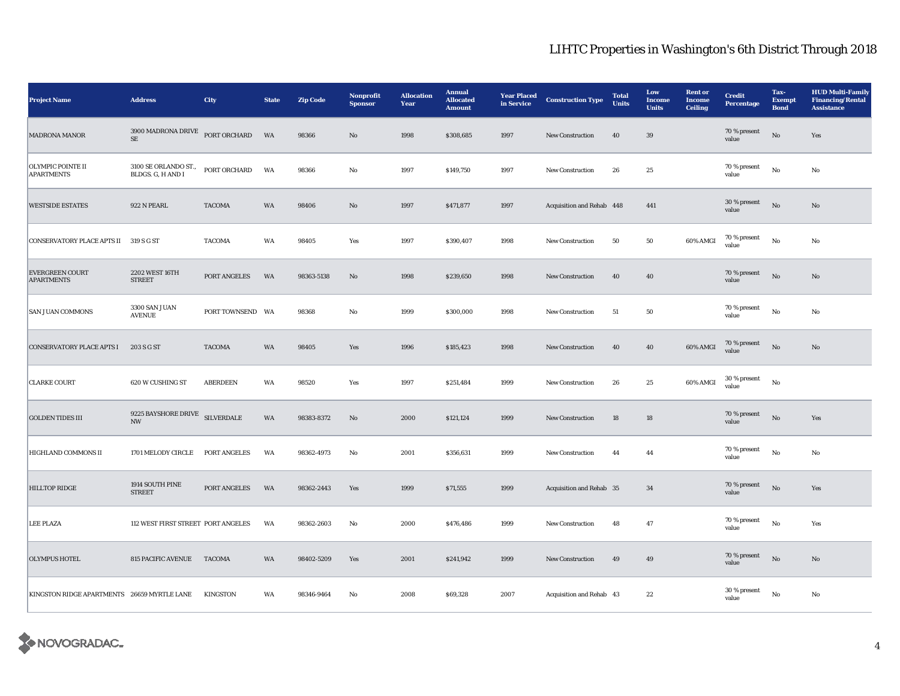# LIHTC Properties in Washington's 6th District Through 2018

| Project Name | Address | City | State | Zip Code | Nonprofit Sponsor | Allocation Year | Annual Allocated Amount | Year Placed in Service | Construction Type | Total Units | Low Income Units | Rent or Income Ceiling | Credit Percentage | Tax-Exempt Bond | HUD Multi-Family Financing/Rental Assistance |
|---|---|---|---|---|---|---|---|---|---|---|---|---|---|---|---|
| MADRONA MANOR | 3900 MADRONA DRIVE SE | PORT ORCHARD | WA | 98366 | No | 1998 | $308,685 | 1997 | New Construction | 40 | 39 | | 70 % present value | No | Yes |
| OLYMPIC POINTE II APARTMENTS | 3100 SE ORLANDO ST., BLDGS. G, H AND I | PORT ORCHARD | WA | 98366 | No | 1997 | $149,750 | 1997 | New Construction | 26 | 25 | | 70 % present value | No | No |
| WESTSIDE ESTATES | 922 N PEARL | TACOMA | WA | 98406 | No | 1997 | $471,877 | 1997 | Acquisition and Rehab | 448 | 441 | | 30 % present value | No | No |
| CONSERVATORY PLACE APTS II | 319 S G ST | TACOMA | WA | 98405 | Yes | 1997 | $390,407 | 1998 | New Construction | 50 | 50 | 60% AMGI | 70 % present value | No | No |
| EVERGREEN COURT APARTMENTS | 2202 WEST 16TH STREET | PORT ANGELES | WA | 98363-5138 | No | 1998 | $239,650 | 1998 | New Construction | 40 | 40 | | 70 % present value | No | No |
| SAN JUAN COMMONS | 3300 SAN JUAN AVENUE | PORT TOWNSEND | WA | 98368 | No | 1999 | $300,000 | 1998 | New Construction | 51 | 50 | | 70 % present value | No | No |
| CONSERVATORY PLACE APTS I | 203 S G ST | TACOMA | WA | 98405 | Yes | 1996 | $185,423 | 1998 | New Construction | 40 | 40 | 60% AMGI | 70 % present value | No | No |
| CLARKE COURT | 620 W CUSHING ST | ABERDEEN | WA | 98520 | Yes | 1997 | $251,484 | 1999 | New Construction | 26 | 25 | 60% AMGI | 30 % present value | No | |
| GOLDEN TIDES III | 9225 BAYSHORE DRIVE NW | SILVERDALE | WA | 98383-8372 | No | 2000 | $121,124 | 1999 | New Construction | 18 | 18 | | 70 % present value | No | Yes |
| HIGHLAND COMMONS II | 1701 MELODY CIRCLE | PORT ANGELES | WA | 98362-4973 | No | 2001 | $356,631 | 1999 | New Construction | 44 | 44 | | 70 % present value | No | No |
| HILLTOP RIDGE | 1914 SOUTH PINE STREET | PORT ANGELES | WA | 98362-2443 | Yes | 1999 | $71,555 | 1999 | Acquisition and Rehab | 35 | 34 | | 70 % present value | No | Yes |
| LEE PLAZA | 112 WEST FIRST STREET | PORT ANGELES | WA | 98362-2603 | No | 2000 | $476,486 | 1999 | New Construction | 48 | 47 | | 70 % present value | No | Yes |
| OLYMPUS HOTEL | 815 PACIFIC AVENUE | TACOMA | WA | 98402-5209 | Yes | 2001 | $241,942 | 1999 | New Construction | 49 | 49 | | 70 % present value | No | No |
| KINGSTON RIDGE APARTMENTS | 26659 MYRTLE LANE | KINGSTON | WA | 98346-9464 | No | 2008 | $69,328 | 2007 | Acquisition and Rehab | 43 | 22 | | 30 % present value | No | No |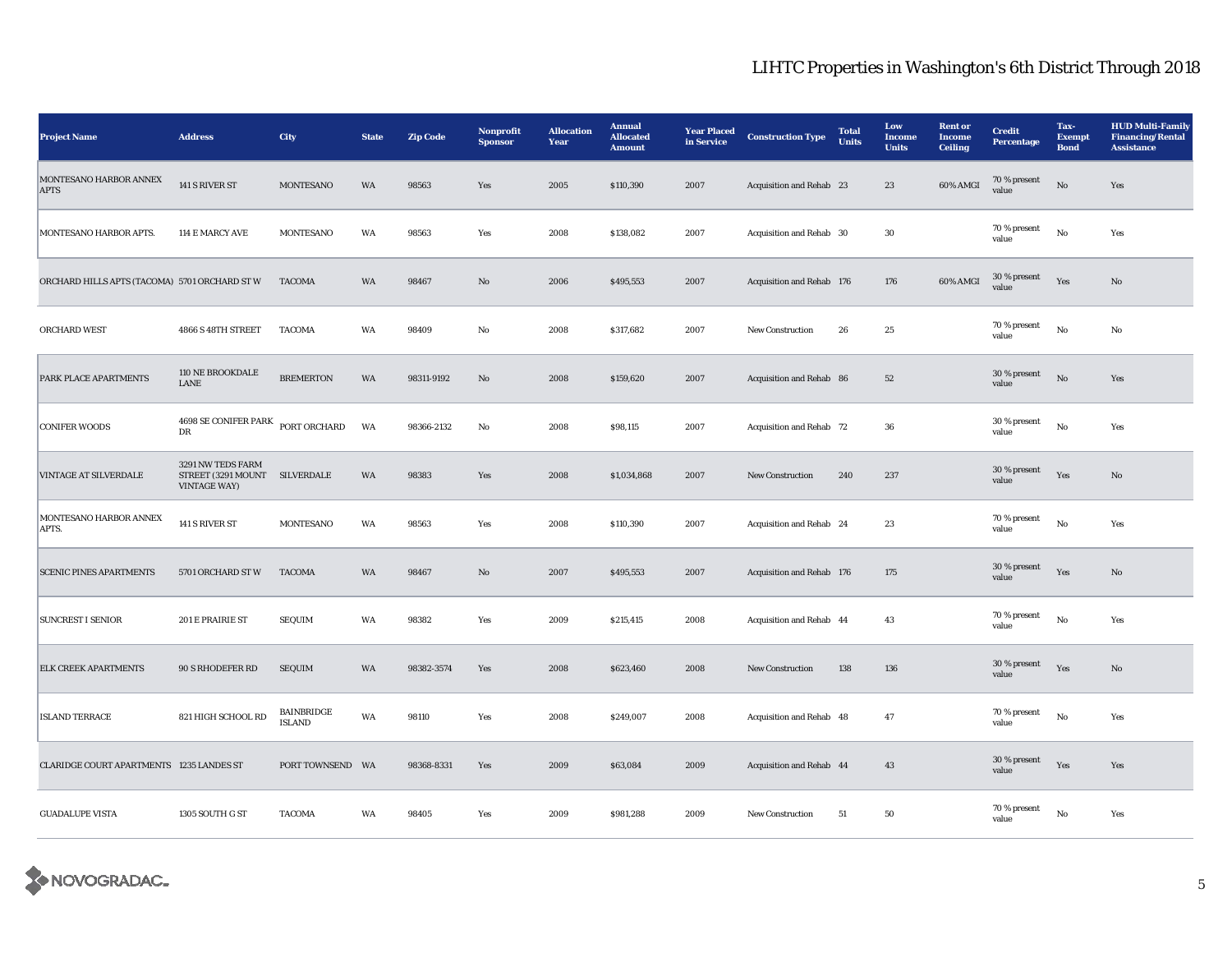# LIHTC Properties in Washington's 6th District Through 2018

| Project Name | Address | City | State | Zip Code | Nonprofit Sponsor | Allocation Year | Annual Allocated Amount | Year Placed in Service | Construction Type | Total Units | Low Income Units | Rent or Income Ceiling | Credit Percentage | Tax-Exempt Bond | HUD Multi-Family Financing/Rental Assistance |
|---|---|---|---|---|---|---|---|---|---|---|---|---|---|---|---|
| MONTESANO HARBOR ANNEX APTS | 141 S RIVER ST | MONTESANO | WA | 98563 | Yes | 2005 | $110,390 | 2007 | Acquisition and Rehab | 23 | 23 | 60% AMGI | 70 % present value | No | Yes |
| MONTESANO HARBOR APTS. | 114 E MARCY AVE | MONTESANO | WA | 98563 | Yes | 2008 | $138,082 | 2007 | Acquisition and Rehab | 30 | 30 | | 70 % present value | No | Yes |
| ORCHARD HILLS APTS (TACOMA) | 5701 ORCHARD ST W | TACOMA | WA | 98467 | No | 2006 | $495,553 | 2007 | Acquisition and Rehab | 176 | 176 | 60% AMGI | 30 % present value | Yes | No |
| ORCHARD WEST | 4866 S 48TH STREET | TACOMA | WA | 98409 | No | 2008 | $317,682 | 2007 | New Construction | 26 | 25 | | 70 % present value | No | No |
| PARK PLACE APARTMENTS | 110 NE BROOKDALE LANE | BREMERTON | WA | 98311-9192 | No | 2008 | $159,620 | 2007 | Acquisition and Rehab | 86 | 52 | | 30 % present value | No | Yes |
| CONIFER WOODS | 4698 SE CONIFER PARK DR | PORT ORCHARD | WA | 98366-2132 | No | 2008 | $98,115 | 2007 | Acquisition and Rehab | 72 | 36 | | 30 % present value | No | Yes |
| VINTAGE AT SILVERDALE | 3291 NW TEDS FARM STREET (3291 MOUNT VINTAGE WAY) | SILVERDALE | WA | 98383 | Yes | 2008 | $1,034,868 | 2007 | New Construction | 240 | 237 | | 30 % present value | Yes | No |
| MONTESANO HARBOR ANNEX APTS. | 141 S RIVER ST | MONTESANO | WA | 98563 | Yes | 2008 | $110,390 | 2007 | Acquisition and Rehab | 24 | 23 | | 70 % present value | No | Yes |
| SCENIC PINES APARTMENTS | 5701 ORCHARD ST W | TACOMA | WA | 98467 | No | 2007 | $495,553 | 2007 | Acquisition and Rehab | 176 | 175 | | 30 % present value | Yes | No |
| SUNCREST I SENIOR | 201 E PRAIRIE ST | SEQUIM | WA | 98382 | Yes | 2009 | $215,415 | 2008 | Acquisition and Rehab | 44 | 43 | | 70 % present value | No | Yes |
| ELK CREEK APARTMENTS | 90 S RHODEFER RD | SEQUIM | WA | 98382-3574 | Yes | 2008 | $623,460 | 2008 | New Construction | 138 | 136 | | 30 % present value | Yes | No |
| ISLAND TERRACE | 821 HIGH SCHOOL RD | BAINBRIDGE ISLAND | WA | 98110 | Yes | 2008 | $249,007 | 2008 | Acquisition and Rehab | 48 | 47 | | 70 % present value | No | Yes |
| CLARIDGE COURT APARTMENTS | 1235 LANDES ST | PORT TOWNSEND | WA | 98368-8331 | Yes | 2009 | $63,084 | 2009 | Acquisition and Rehab | 44 | 43 | | 30 % present value | Yes | Yes |
| GUADALUPE VISTA | 1305 SOUTH G ST | TACOMA | WA | 98405 | Yes | 2009 | $981,288 | 2009 | New Construction | 51 | 50 | | 70 % present value | No | Yes |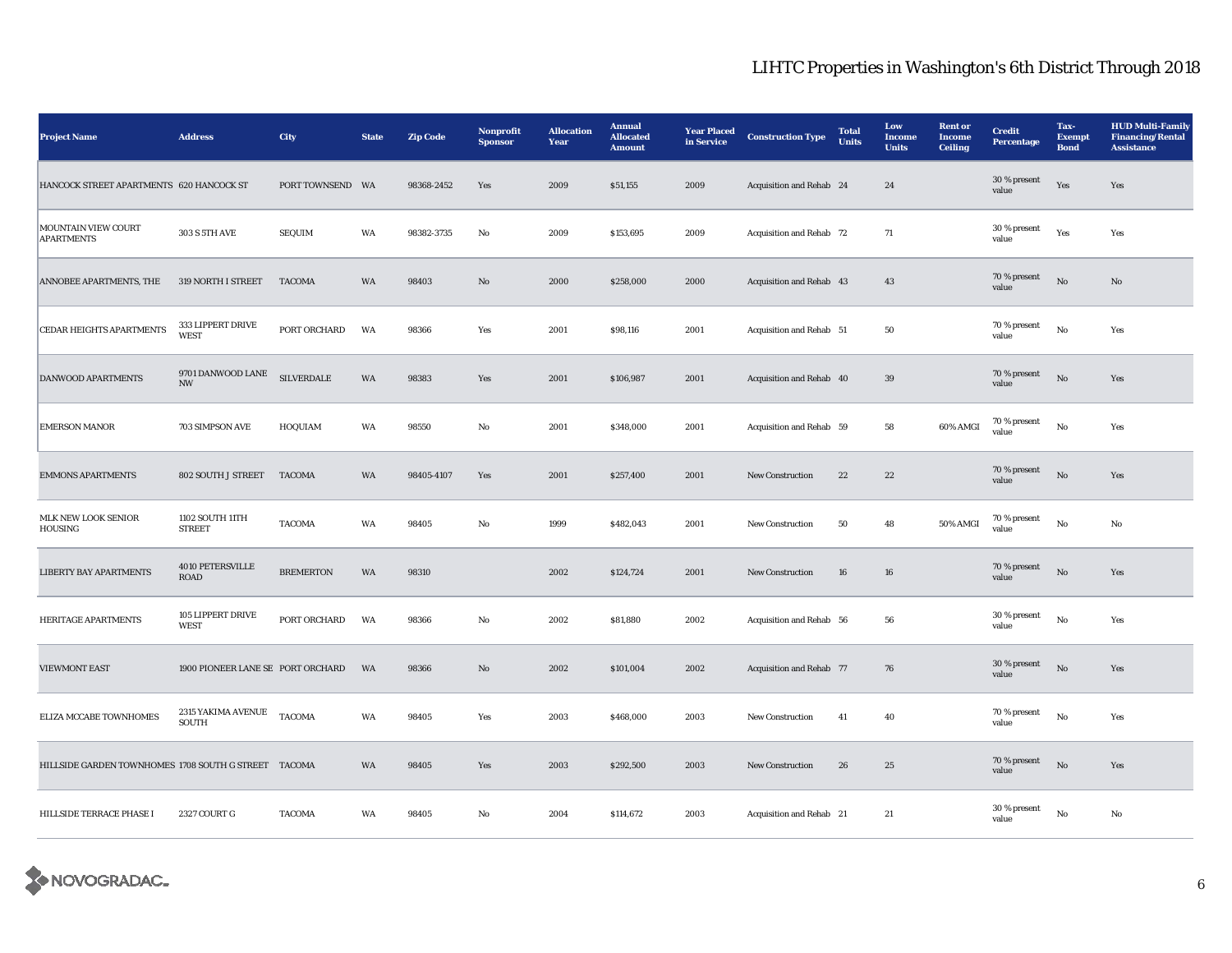# LIHTC Properties in Washington's 6th District Through 2018

| Project Name | Address | City | State | Zip Code | Nonprofit Sponsor | Allocation Year | Annual Allocated Amount | Year Placed in Service | Construction Type | Total Units | Low Income Units | Rent or Income Ceiling | Credit Percentage | Tax-Exempt Bond | HUD Multi-Family Financing/Rental Assistance |
|---|---|---|---|---|---|---|---|---|---|---|---|---|---|---|---|
| HANCOCK STREET APARTMENTS | 620 HANCOCK ST | PORT TOWNSEND | WA | 98368-2452 | Yes | 2009 | $51,155 | 2009 | Acquisition and Rehab | 24 | 24 | | 30 % present value | Yes | Yes |
| MOUNTAIN VIEW COURT APARTMENTS | 303 S 5TH AVE | SEQUIM | WA | 98382-3735 | No | 2009 | $153,695 | 2009 | Acquisition and Rehab | 72 | 71 | | 30 % present value | Yes | Yes |
| ANNOBEE APARTMENTS, THE | 319 NORTH I STREET | TACOMA | WA | 98403 | No | 2000 | $258,000 | 2000 | Acquisition and Rehab | 43 | 43 | | 70 % present value | No | No |
| CEDAR HEIGHTS APARTMENTS | 333 LIPPERT DRIVE WEST | PORT ORCHARD | WA | 98366 | Yes | 2001 | $98,116 | 2001 | Acquisition and Rehab | 51 | 50 | | 70 % present value | No | Yes |
| DANWOOD APARTMENTS | 9701 DANWOOD LANE NW | SILVERDALE | WA | 98383 | Yes | 2001 | $106,987 | 2001 | Acquisition and Rehab | 40 | 39 | | 70 % present value | No | Yes |
| EMERSON MANOR | 703 SIMPSON AVE | HOQUIAM | WA | 98550 | No | 2001 | $348,000 | 2001 | Acquisition and Rehab | 59 | 58 | 60% AMGI | 70 % present value | No | Yes |
| EMMONS APARTMENTS | 802 SOUTH J STREET | TACOMA | WA | 98405-4107 | Yes | 2001 | $257,400 | 2001 | New Construction | 22 | 22 | | 70 % present value | No | Yes |
| MLK NEW LOOK SENIOR HOUSING | 1102 SOUTH 11TH STREET | TACOMA | WA | 98405 | No | 1999 | $482,043 | 2001 | New Construction | 50 | 48 | 50% AMGI | 70 % present value | No | No |
| LIBERTY BAY APARTMENTS | 4010 PETERSVILLE ROAD | BREMERTON | WA | 98310 | | 2002 | $124,724 | 2001 | New Construction | 16 | 16 | | 70 % present value | No | Yes |
| HERITAGE APARTMENTS | 105 LIPPERT DRIVE WEST | PORT ORCHARD | WA | 98366 | No | 2002 | $81,880 | 2002 | Acquisition and Rehab | 56 | 56 | | 30 % present value | No | Yes |
| VIEWMONT EAST | 1900 PIONEER LANE SE | PORT ORCHARD | WA | 98366 | No | 2002 | $101,004 | 2002 | Acquisition and Rehab | 77 | 76 | | 30 % present value | No | Yes |
| ELIZA MCCABE TOWNHOMES | 2315 YAKIMA AVENUE SOUTH | TACOMA | WA | 98405 | Yes | 2003 | $468,000 | 2003 | New Construction | 41 | 40 | | 70 % present value | No | Yes |
| HILLSIDE GARDEN TOWNHOMES | 1708 SOUTH G STREET | TACOMA | WA | 98405 | Yes | 2003 | $292,500 | 2003 | New Construction | 26 | 25 | | 70 % present value | No | Yes |
| HILLSIDE TERRACE PHASE I | 2327 COURT G | TACOMA | WA | 98405 | No | 2004 | $114,672 | 2003 | Acquisition and Rehab | 21 | 21 | | 30 % present value | No | No |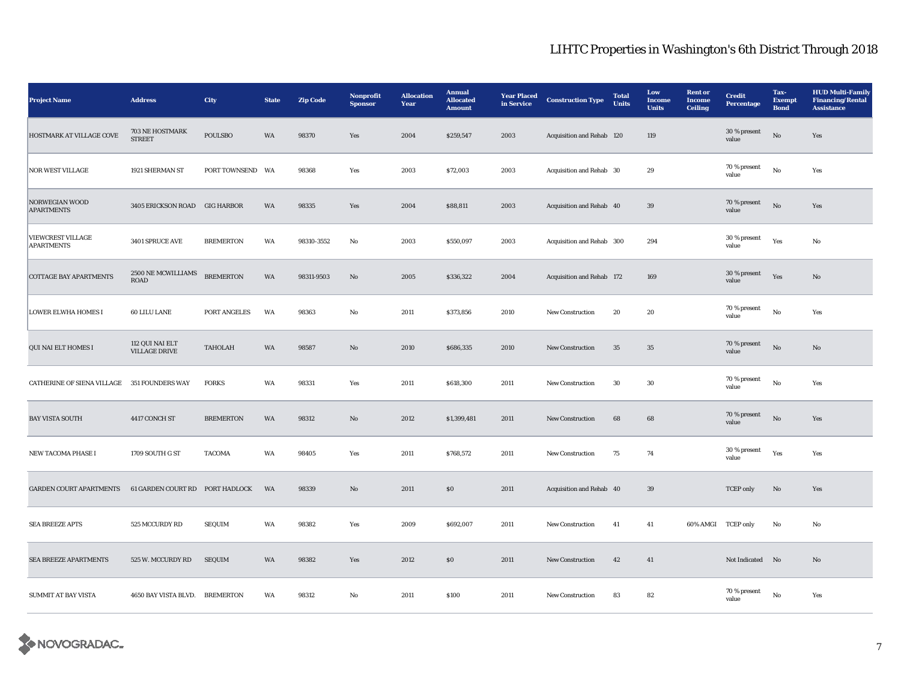# LIHTC Properties in Washington's 6th District Through 2018

| Project Name | Address | City | State | Zip Code | Nonprofit Sponsor | Allocation Year | Annual Allocated Amount | Year Placed in Service | Construction Type | Total Units | Low Income Units | Rent or Income Ceiling | Credit Percentage | Tax-Exempt Bond | HUD Multi-Family Financing/Rental Assistance |
|---|---|---|---|---|---|---|---|---|---|---|---|---|---|---|---|
| HOSTMARK AT VILLAGE COVE | 703 NE HOSTMARK STREET | POULSBO | WA | 98370 | Yes | 2004 | $259,547 | 2003 | Acquisition and Rehab | 120 | 119 | | 30 % present value | No | Yes |
| NOR WEST VILLAGE | 1921 SHERMAN ST | PORT TOWNSEND | WA | 98368 | Yes | 2003 | $72,003 | 2003 | Acquisition and Rehab | 30 | 29 | | 70 % present value | No | Yes |
| NORWEGIAN WOOD APARTMENTS | 3405 ERICKSON ROAD | GIG HARBOR | WA | 98335 | Yes | 2004 | $88,811 | 2003 | Acquisition and Rehab | 40 | 39 | | 70 % present value | No | Yes |
| VIEWCREST VILLAGE APARTMENTS | 3401 SPRUCE AVE | BREMERTON | WA | 98310-3552 | No | 2003 | $550,097 | 2003 | Acquisition and Rehab | 300 | 294 | | 30 % present value | Yes | No |
| COTTAGE BAY APARTMENTS | 2500 NE MCWILLIAMS ROAD | BREMERTON | WA | 98311-9503 | No | 2005 | $336,322 | 2004 | Acquisition and Rehab | 172 | 169 | | 30 % present value | Yes | No |
| LOWER ELWHA HOMES I | 60 LILU LANE | PORT ANGELES | WA | 98363 | No | 2011 | $373,856 | 2010 | New Construction | 20 | 20 | | 70 % present value | No | Yes |
| QUI NAI ELT HOMES I | 112 QUI NAI ELT VILLAGE DRIVE | TAHOLAH | WA | 98587 | No | 2010 | $686,335 | 2010 | New Construction | 35 | 35 | | 70 % present value | No | No |
| CATHERINE OF SIENA VILLAGE | 351 FOUNDERS WAY | FORKS | WA | 98331 | Yes | 2011 | $618,300 | 2011 | New Construction | 30 | 30 | | 70 % present value | No | Yes |
| BAY VISTA SOUTH | 4417 CONCH ST | BREMERTON | WA | 98312 | No | 2012 | $1,399,481 | 2011 | New Construction | 68 | 68 | | 70 % present value | No | Yes |
| NEW TACOMA PHASE I | 1709 SOUTH G ST | TACOMA | WA | 98405 | Yes | 2011 | $768,572 | 2011 | New Construction | 75 | 74 | | 30 % present value | Yes | Yes |
| GARDEN COURT APARTMENTS | 61 GARDEN COURT RD | PORT HADLOCK | WA | 98339 | No | 2011 | $0 | 2011 | Acquisition and Rehab | 40 | 39 | | TCEP only | No | Yes |
| SEA BREEZE APTS | 525 MCCURDY RD | SEQUIM | WA | 98382 | Yes | 2009 | $692,007 | 2011 | New Construction | 41 | 41 | 60% AMGI | TCEP only | No | No |
| SEA BREEZE APARTMENTS | 525 W. MCCURDY RD | SEQUIM | WA | 98382 | Yes | 2012 | $0 | 2011 | New Construction | 42 | 41 | | Not Indicated | No | No |
| SUMMIT AT BAY VISTA | 4650 BAY VISTA BLVD. | BREMERTON | WA | 98312 | No | 2011 | $100 | 2011 | New Construction | 83 | 82 | | 70 % present value | No | Yes |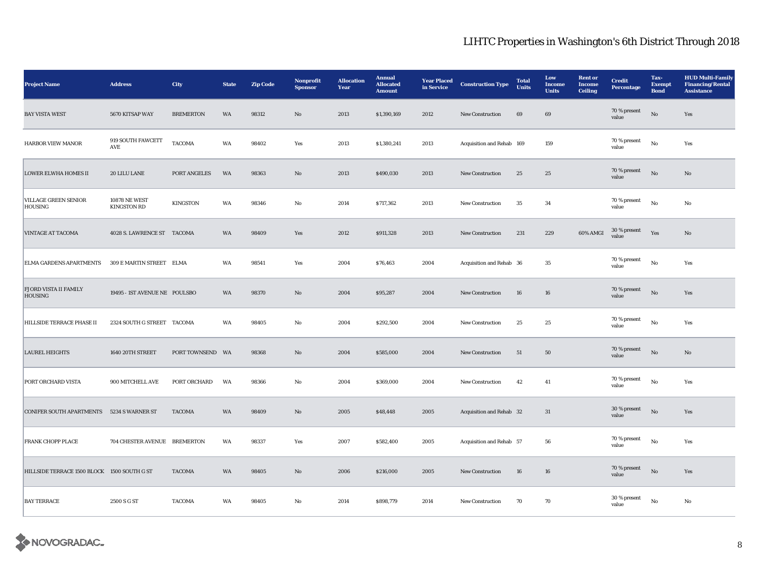| Project Name | Address | City | State | Zip Code | Nonprofit Sponsor | Allocation Year | Annual Allocated Amount | Year Placed in Service | Construction Type | Total Units | Low Income Units | Rent or Income Ceiling | Credit Percentage | Tax-Exempt Bond | HUD Multi-Family Financing/Rental Assistance |
|---|---|---|---|---|---|---|---|---|---|---|---|---|---|---|---|
| BAY VISTA WEST | 5670 KITSAP WAY | BREMERTON | WA | 98312 | No | 2013 | $1,390,169 | 2012 | New Construction | 69 | 69 | | 70 % present value | No | Yes |
| HARBOR VIEW MANOR | 919 SOUTH FAWCETT AVE | TACOMA | WA | 98402 | Yes | 2013 | $1,380,241 | 2013 | Acquisition and Rehab | 169 | 159 | | 70 % present value | No | Yes |
| LOWER ELWHA HOMES II | 20 LILU LANE | PORT ANGELES | WA | 98363 | No | 2013 | $490,030 | 2013 | New Construction | 25 | 25 | | 70 % present value | No | No |
| VILLAGE GREEN SENIOR HOUSING | 10878 NE WEST KINGSTON RD | KINGSTON | WA | 98346 | No | 2014 | $717,362 | 2013 | New Construction | 35 | 34 | | 70 % present value | No | No |
| VINTAGE AT TACOMA | 4028 S. LAWRENCE ST | TACOMA | WA | 98409 | Yes | 2012 | $911,328 | 2013 | New Construction | 231 | 229 | 60% AMGI | 30 % present value | Yes | No |
| ELMA GARDENS APARTMENTS | 309 E MARTIN STREET | ELMA | WA | 98541 | Yes | 2004 | $76,463 | 2004 | Acquisition and Rehab | 36 | 35 | | 70 % present value | No | Yes |
| FJORD VISTA II FAMILY HOUSING | 19495 - 1ST AVENUE NE | POULSBO | WA | 98370 | No | 2004 | $95,287 | 2004 | New Construction | 16 | 16 | | 70 % present value | No | Yes |
| HILLSIDE TERRACE PHASE II | 2324 SOUTH G STREET | TACOMA | WA | 98405 | No | 2004 | $292,500 | 2004 | New Construction | 25 | 25 | | 70 % present value | No | Yes |
| LAUREL HEIGHTS | 1640 20TH STREET | PORT TOWNSEND | WA | 98368 | No | 2004 | $585,000 | 2004 | New Construction | 51 | 50 | | 70 % present value | No | No |
| PORT ORCHARD VISTA | 900 MITCHELL AVE | PORT ORCHARD | WA | 98366 | No | 2004 | $369,000 | 2004 | New Construction | 42 | 41 | | 70 % present value | No | Yes |
| CONIFER SOUTH APARTMENTS | 5234 S WARNER ST | TACOMA | WA | 98409 | No | 2005 | $48,448 | 2005 | Acquisition and Rehab | 32 | 31 | | 30 % present value | No | Yes |
| FRANK CHOPP PLACE | 704 CHESTER AVENUE | BREMERTON | WA | 98337 | Yes | 2007 | $582,400 | 2005 | Acquisition and Rehab | 57 | 56 | | 70 % present value | No | Yes |
| HILLSIDE TERRACE 1500 BLOCK | 1500 SOUTH G ST | TACOMA | WA | 98405 | No | 2006 | $216,000 | 2005 | New Construction | 16 | 16 | | 70 % present value | No | Yes |
| BAY TERRACE | 2500 S G ST | TACOMA | WA | 98405 | No | 2014 | $898,779 | 2014 | New Construction | 70 | 70 | | 30 % present value | No | No |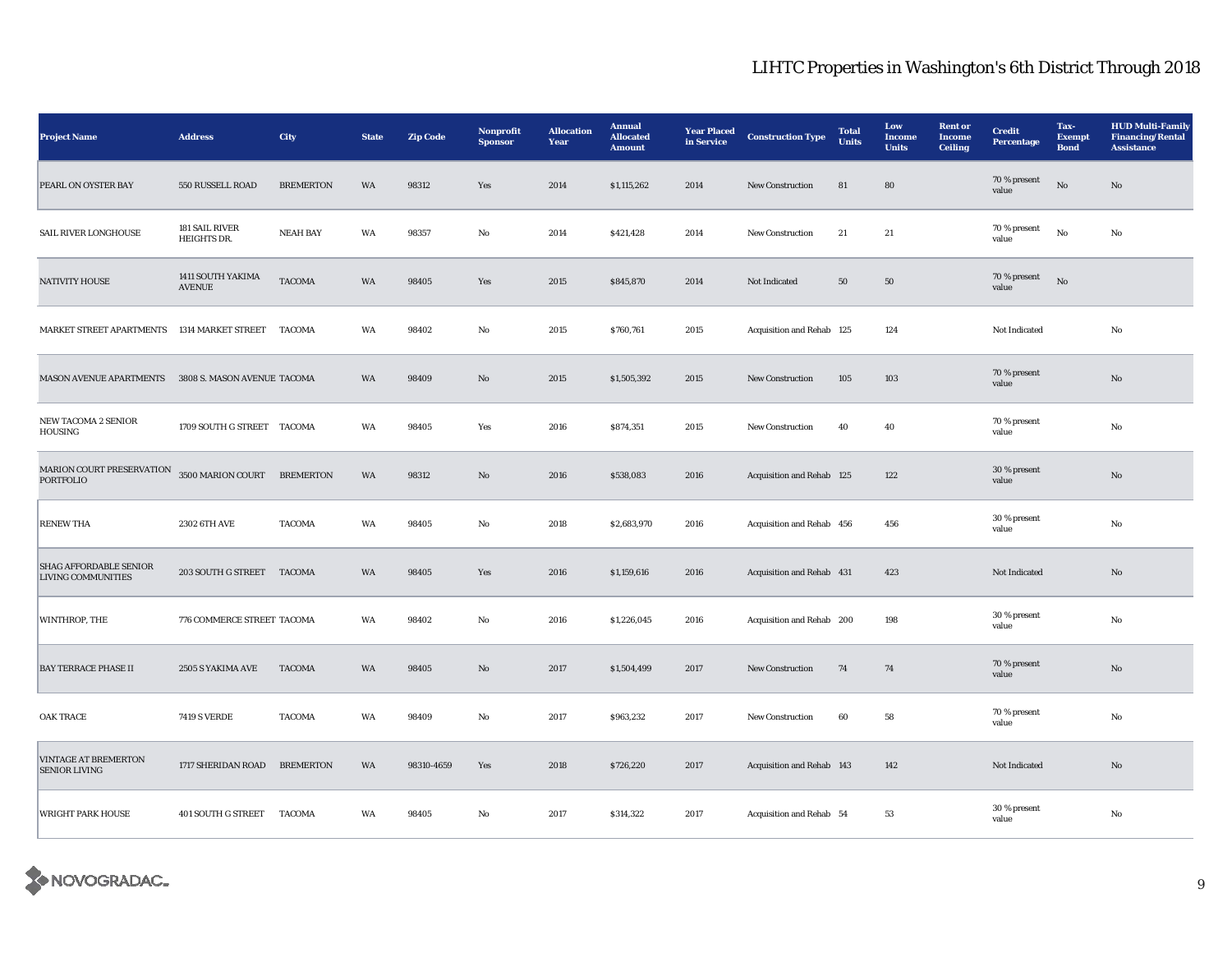# LIHTC Properties in Washington's 6th District Through 2018

| Project Name | Address | City | State | Zip Code | Nonprofit Sponsor | Allocation Year | Annual Allocated Amount | Year Placed in Service | Construction Type | Total Units | Low Income Units | Rent or Income Ceiling | Credit Percentage | Tax-Exempt Bond | HUD Multi-Family Financing/Rental Assistance |
|---|---|---|---|---|---|---|---|---|---|---|---|---|---|---|---|
| PEARL ON OYSTER BAY | 550 RUSSELL ROAD | BREMERTON | WA | 98312 | Yes | 2014 | $1,115,262 | 2014 | New Construction | 81 | 80 | | 70 % present value | No | No |
| SAIL RIVER LONGHOUSE | 181 SAIL RIVER HEIGHTS DR. | NEAH BAY | WA | 98357 | No | 2014 | $421,428 | 2014 | New Construction | 21 | 21 | | 70 % present value | No | No |
| NATIVITY HOUSE | 1411 SOUTH YAKIMA AVENUE | TACOMA | WA | 98405 | Yes | 2015 | $845,870 | 2014 | Not Indicated | 50 | 50 | | 70 % present value | No | |
| MARKET STREET APARTMENTS | 1314 MARKET STREET | TACOMA | WA | 98402 | No | 2015 | $760,761 | 2015 | Acquisition and Rehab | 125 | 124 | | Not Indicated | | No |
| MASON AVENUE APARTMENTS | 3808 S. MASON AVENUE | TACOMA | WA | 98409 | No | 2015 | $1,505,392 | 2015 | New Construction | 105 | 103 | | 70 % present value | | No |
| NEW TACOMA 2 SENIOR HOUSING | 1709 SOUTH G STREET | TACOMA | WA | 98405 | Yes | 2016 | $874,351 | 2015 | New Construction | 40 | 40 | | 70 % present value | | No |
| MARION COURT PRESERVATION PORTFOLIO | 3500 MARION COURT | BREMERTON | WA | 98312 | No | 2016 | $538,083 | 2016 | Acquisition and Rehab | 125 | 122 | | 30 % present value | | No |
| RENEW THA | 2302 6TH AVE | TACOMA | WA | 98405 | No | 2018 | $2,683,970 | 2016 | Acquisition and Rehab | 456 | 456 | | 30 % present value | | No |
| SHAG AFFORDABLE SENIOR LIVING COMMUNITIES | 203 SOUTH G STREET | TACOMA | WA | 98405 | Yes | 2016 | $1,159,616 | 2016 | Acquisition and Rehab | 431 | 423 | | Not Indicated | | No |
| WINTHROP, THE | 776 COMMERCE STREET | TACOMA | WA | 98402 | No | 2016 | $1,226,045 | 2016 | Acquisition and Rehab | 200 | 198 | | 30 % present value | | No |
| BAY TERRACE PHASE II | 2505 S YAKIMA AVE | TACOMA | WA | 98405 | No | 2017 | $1,504,499 | 2017 | New Construction | 74 | 74 | | 70 % present value | | No |
| OAK TRACE | 7419 S VERDE | TACOMA | WA | 98409 | No | 2017 | $963,232 | 2017 | New Construction | 60 | 58 | | 70 % present value | | No |
| VINTAGE AT BREMERTON SENIOR LIVING | 1717 SHERIDAN ROAD | BREMERTON | WA | 98310-4659 | Yes | 2018 | $726,220 | 2017 | Acquisition and Rehab | 143 | 142 | | Not Indicated | | No |
| WRIGHT PARK HOUSE | 401 SOUTH G STREET | TACOMA | WA | 98405 | No | 2017 | $314,322 | 2017 | Acquisition and Rehab | 54 | 53 | | 30 % present value | | No |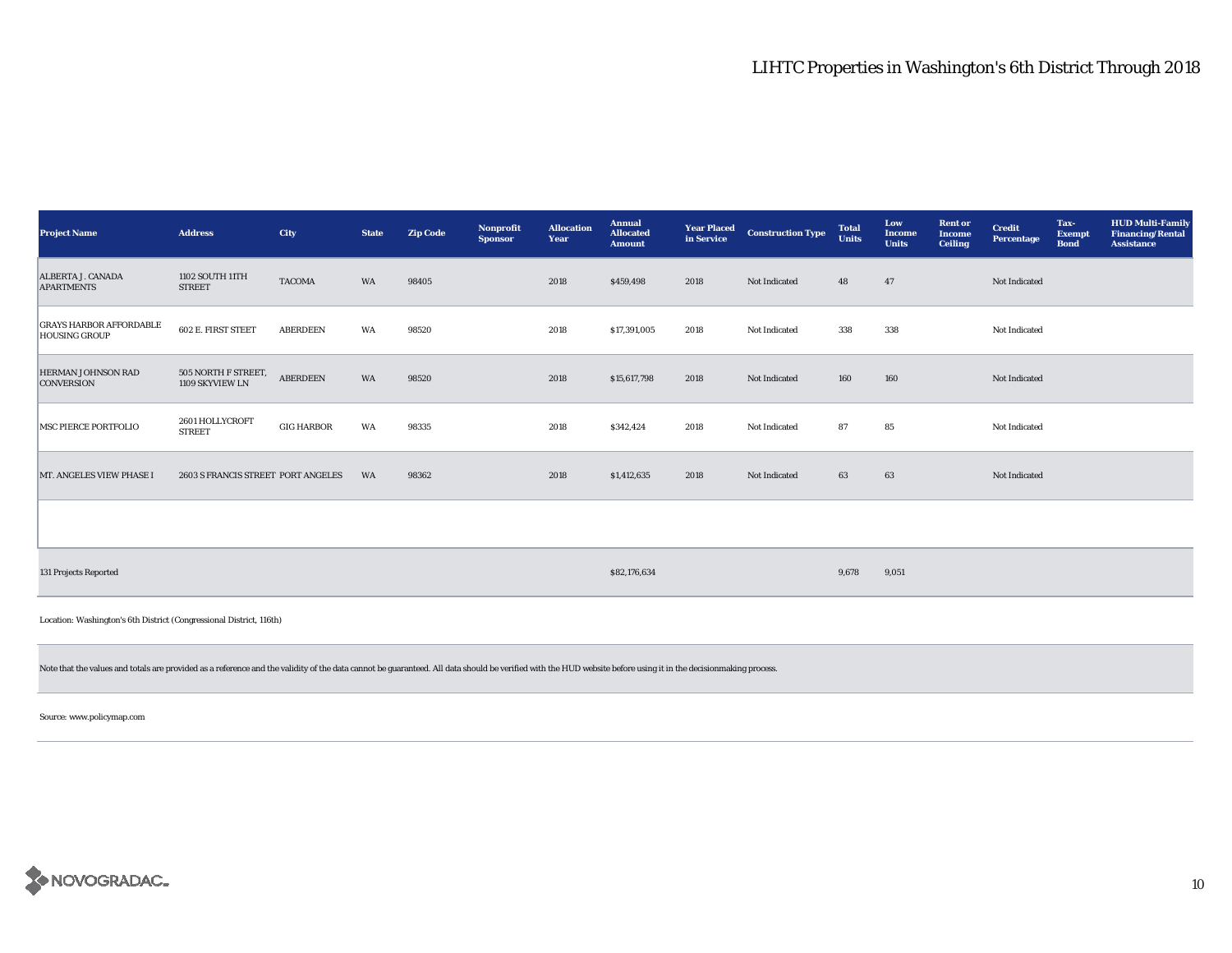# LIHTC Properties in Washington's 6th District Through 2018

| Project Name | Address | City | State | Zip Code | Nonprofit Sponsor | Allocation Year | Annual Allocated Amount | Year Placed in Service | Construction Type | Total Units | Low Income Units | Rent or Income Ceiling | Credit Percentage | Tax-Exempt Bond | HUD Multi-Family Financing/Rental Assistance |
|---|---|---|---|---|---|---|---|---|---|---|---|---|---|---|---|
| ALBERTA J. CANADA APARTMENTS | 1102 SOUTH 11TH STREET | TACOMA | WA | 98405 | | 2018 | $459,498 | 2018 | Not Indicated | 48 | 47 | | Not Indicated | | |
| GRAYS HARBOR AFFORDABLE HOUSING GROUP | 602 E. FIRST STEET | ABERDEEN | WA | 98520 | | 2018 | $17,391,005 | 2018 | Not Indicated | 338 | 338 | | Not Indicated | | |
| HERMAN JOHNSON RAD CONVERSION | 505 NORTH F STREET, 1109 SKYVIEW LN | ABERDEEN | WA | 98520 | | 2018 | $15,617,798 | 2018 | Not Indicated | 160 | 160 | | Not Indicated | | |
| MSC PIERCE PORTFOLIO | 2601 HOLLYCROFT STREET | GIG HARBOR | WA | 98335 | | 2018 | $342,424 | 2018 | Not Indicated | 87 | 85 | | Not Indicated | | |
| MT. ANGELES VIEW PHASE I | 2603 S FRANCIS STREET | PORT ANGELES | WA | 98362 | | 2018 | $1,412,635 | 2018 | Not Indicated | 63 | 63 | | Not Indicated | | |
| | | | | | | | | | | | | | | | |
| 131 Projects Reported | | | | | | | $82,176,634 | | | 9,678 | 9,051 | | | | |

Location: Washington's 6th District (Congressional District, 116th)

Note that the values and totals are provided as a reference and the validity of the data cannot be guaranteed. All data should be verified with the HUD website before using it in the decisionmaking process.

Source: www.policymap.com